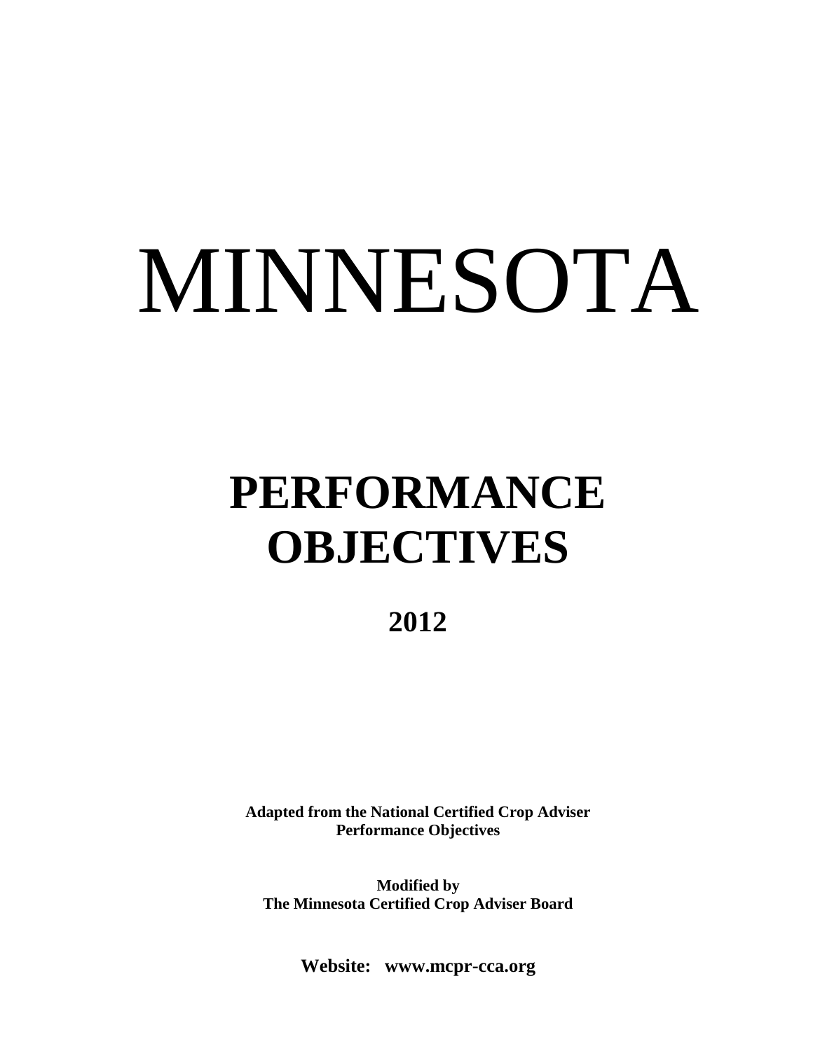# MINNESOTA

# PERFORMANCE OBJECTIVES

## 2012

**Adapted from the National Certified Crop Adviser Performance Objectives**

**Modified by**
**The Minnesota Certified Crop Adviser Board**

**Website: www.mcpr-cca.org**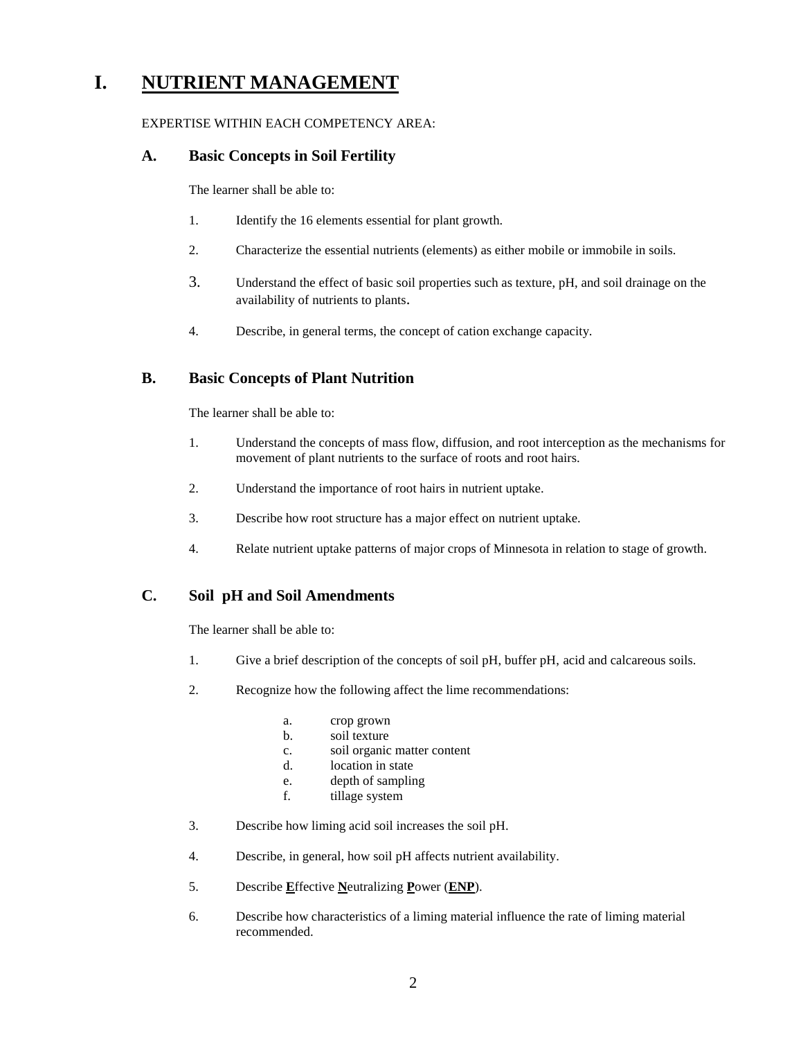# I. NUTRIENT MANAGEMENT

EXPERTISE WITHIN EACH COMPETENCY AREA:

## A. Basic Concepts in Soil Fertility

The learner shall be able to:

1. Identify the 16 elements essential for plant growth.
2. Characterize the essential nutrients (elements) as either mobile or immobile in soils.
3. Understand the effect of basic soil properties such as texture, pH, and soil drainage on the availability of nutrients to plants.
4. Describe, in general terms, the concept of cation exchange capacity.

## B. Basic Concepts of Plant Nutrition

The learner shall be able to:

1. Understand the concepts of mass flow, diffusion, and root interception as the mechanisms for movement of plant nutrients to the surface of roots and root hairs.
2. Understand the importance of root hairs in nutrient uptake.
3. Describe how root structure has a major effect on nutrient uptake.
4. Relate nutrient uptake patterns of major crops of Minnesota in relation to stage of growth.

## C. Soil pH and Soil Amendments

The learner shall be able to:

1. Give a brief description of the concepts of soil pH, buffer pH, acid and calcareous soils.
2. Recognize how the following affect the lime recommendations:
   a. crop grown
   b. soil texture
   c. soil organic matter content
   d. location in state
   e. depth of sampling
   f. tillage system
3. Describe how liming acid soil increases the soil pH.
4. Describe, in general, how soil pH affects nutrient availability.
5. Describe **E**ffective **N**eutralizing **P**ower (**ENP**).
6. Describe how characteristics of a liming material influence the rate of liming material recommended.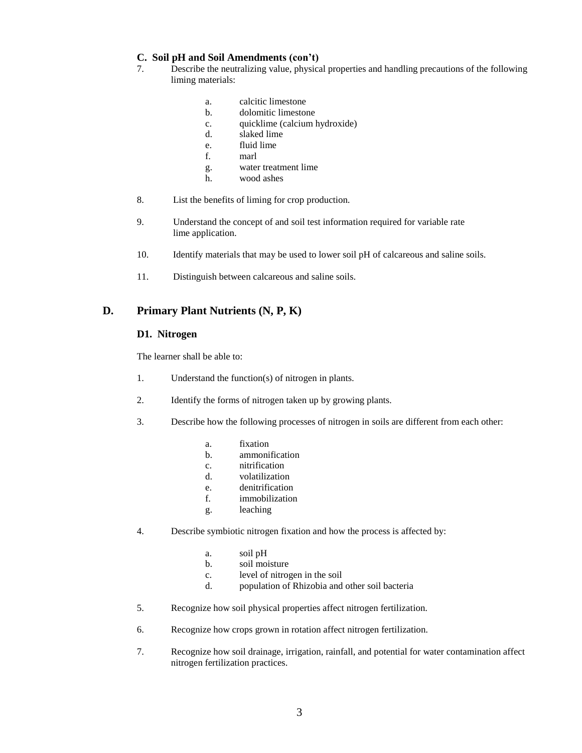### C. Soil pH and Soil Amendments (con't)

7. Describe the neutralizing value, physical properties and handling precautions of the following liming materials:

   a. calcitic limestone
   b. dolomitic limestone
   c. quicklime (calcium hydroxide)
   d. slaked lime
   e. fluid lime
   f. marl
   g. water treatment lime
   h. wood ashes

8. List the benefits of liming for crop production.

9. Understand the concept of and soil test information required for variable rate lime application.

10. Identify materials that may be used to lower soil pH of calcareous and saline soils.

11. Distinguish between calcareous and saline soils.

## D. Primary Plant Nutrients (N, P, K)

### D1. Nitrogen

The learner shall be able to:

1. Understand the function(s) of nitrogen in plants.

2. Identify the forms of nitrogen taken up by growing plants.

3. Describe how the following processes of nitrogen in soils are different from each other:

   a. fixation
   b. ammonification
   c. nitrification
   d. volatilization
   e. denitrification
   f. immobilization
   g. leaching

4. Describe symbiotic nitrogen fixation and how the process is affected by:

   a. soil pH
   b. soil moisture
   c. level of nitrogen in the soil
   d. population of Rhizobia and other soil bacteria

5. Recognize how soil physical properties affect nitrogen fertilization.

6. Recognize how crops grown in rotation affect nitrogen fertilization.

7. Recognize how soil drainage, irrigation, rainfall, and potential for water contamination affect nitrogen fertilization practices.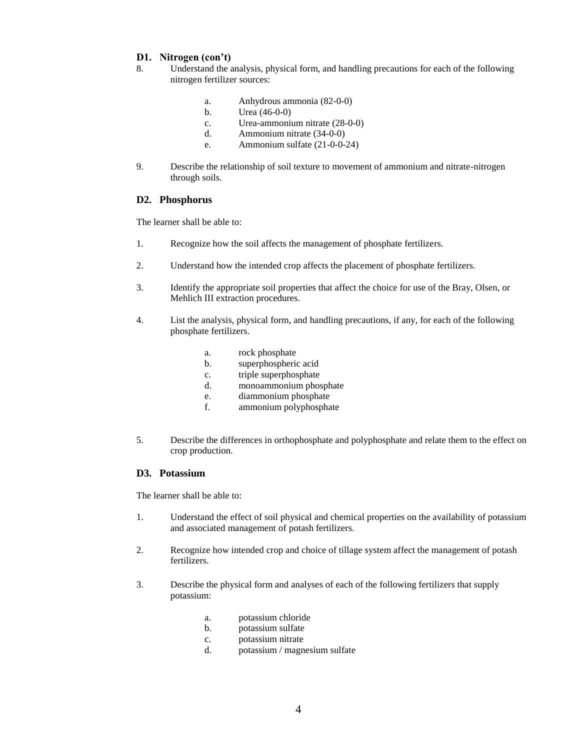### D1. Nitrogen (con't)

8. Understand the analysis, physical form, and handling precautions for each of the following nitrogen fertilizer sources:

   a. Anhydrous ammonia (82-0-0)
   b. Urea (46-0-0)
   c. Urea-ammonium nitrate (28-0-0)
   d. Ammonium nitrate (34-0-0)
   e. Ammonium sulfate (21-0-0-24)

9. Describe the relationship of soil texture to movement of ammonium and nitrate-nitrogen through soils.

### D2. Phosphorus

The learner shall be able to:

1. Recognize how the soil affects the management of phosphate fertilizers.

2. Understand how the intended crop affects the placement of phosphate fertilizers.

3. Identify the appropriate soil properties that affect the choice for use of the Bray, Olsen, or Mehlich III extraction procedures.

4. List the analysis, physical form, and handling precautions, if any, for each of the following phosphate fertilizers.

   a. rock phosphate
   b. superphospheric acid
   c. triple superphosphate
   d. monoammonium phosphate
   e. diammonium phosphate
   f. ammonium polyphosphate

5. Describe the differences in orthophosphate and polyphosphate and relate them to the effect on crop production.

### D3. Potassium

The learner shall be able to:

1. Understand the effect of soil physical and chemical properties on the availability of potassium and associated management of potash fertilizers.

2. Recognize how intended crop and choice of tillage system affect the management of potash fertilizers.

3. Describe the physical form and analyses of each of the following fertilizers that supply potassium:

   a. potassium chloride
   b. potassium sulfate
   c. potassium nitrate
   d. potassium / magnesium sulfate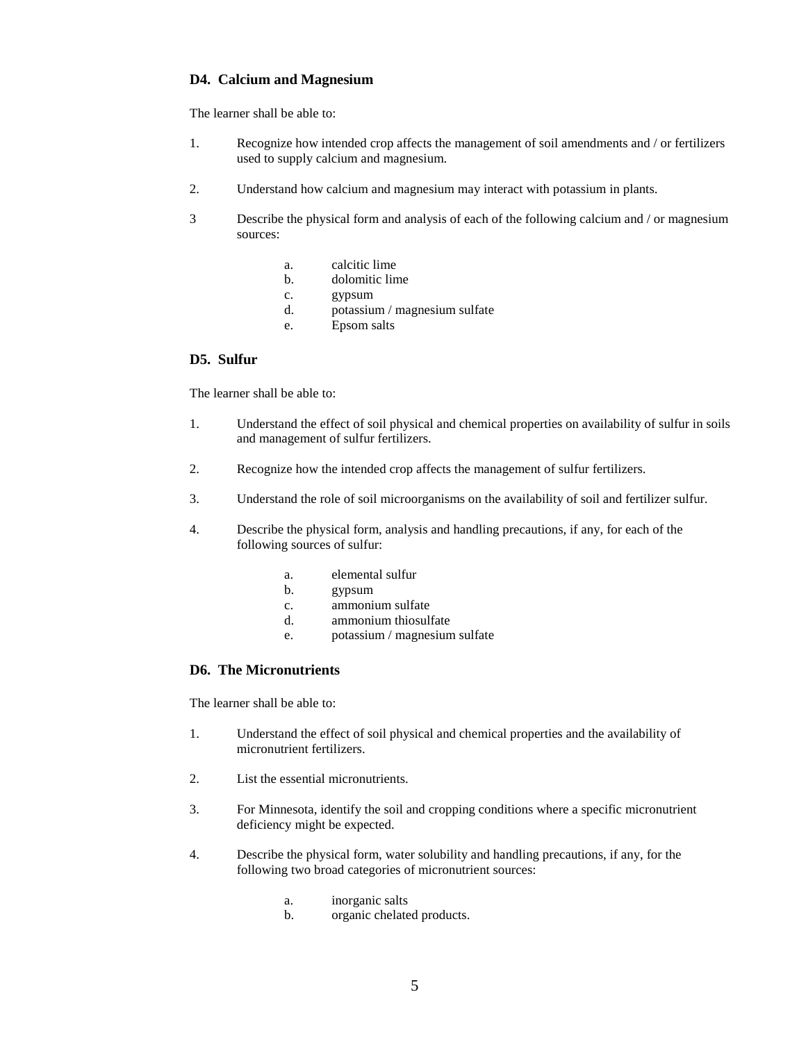### D4. Calcium and Magnesium

The learner shall be able to:

1. Recognize how intended crop affects the management of soil amendments and / or fertilizers used to supply calcium and magnesium.

2. Understand how calcium and magnesium may interact with potassium in plants.

3 Describe the physical form and analysis of each of the following calcium and / or magnesium sources:

   a. calcitic lime
   b. dolomitic lime
   c. gypsum
   d. potassium / magnesium sulfate
   e. Epsom salts

### D5. Sulfur

The learner shall be able to:

1. Understand the effect of soil physical and chemical properties on availability of sulfur in soils and management of sulfur fertilizers.

2. Recognize how the intended crop affects the management of sulfur fertilizers.

3. Understand the role of soil microorganisms on the availability of soil and fertilizer sulfur.

4. Describe the physical form, analysis and handling precautions, if any, for each of the following sources of sulfur:

   a. elemental sulfur
   b. gypsum
   c. ammonium sulfate
   d. ammonium thiosulfate
   e. potassium / magnesium sulfate

### D6. The Micronutrients

The learner shall be able to:

1. Understand the effect of soil physical and chemical properties and the availability of micronutrient fertilizers.

2. List the essential micronutrients.

3. For Minnesota, identify the soil and cropping conditions where a specific micronutrient deficiency might be expected.

4. Describe the physical form, water solubility and handling precautions, if any, for the following two broad categories of micronutrient sources:

   a. inorganic salts
   b. organic chelated products.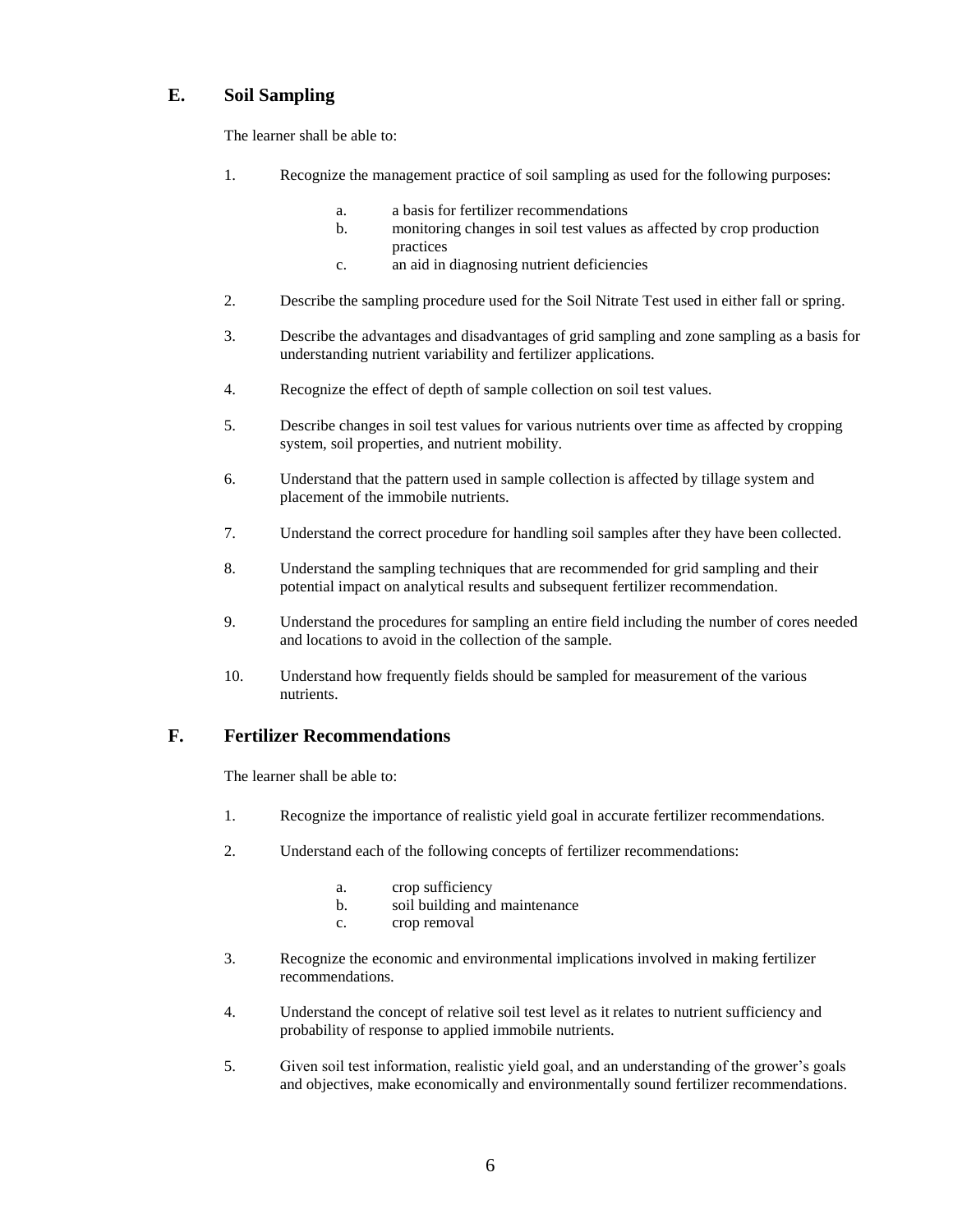## E. Soil Sampling

The learner shall be able to:

1. Recognize the management practice of soil sampling as used for the following purposes:
   a. a basis for fertilizer recommendations
   b. monitoring changes in soil test values as affected by crop production practices
   c. an aid in diagnosing nutrient deficiencies
2. Describe the sampling procedure used for the Soil Nitrate Test used in either fall or spring.
3. Describe the advantages and disadvantages of grid sampling and zone sampling as a basis for understanding nutrient variability and fertilizer applications.
4. Recognize the effect of depth of sample collection on soil test values.
5. Describe changes in soil test values for various nutrients over time as affected by cropping system, soil properties, and nutrient mobility.
6. Understand that the pattern used in sample collection is affected by tillage system and placement of the immobile nutrients.
7. Understand the correct procedure for handling soil samples after they have been collected.
8. Understand the sampling techniques that are recommended for grid sampling and their potential impact on analytical results and subsequent fertilizer recommendation.
9. Understand the procedures for sampling an entire field including the number of cores needed and locations to avoid in the collection of the sample.
10. Understand how frequently fields should be sampled for measurement of the various nutrients.

## F. Fertilizer Recommendations

The learner shall be able to:

1. Recognize the importance of realistic yield goal in accurate fertilizer recommendations.
2. Understand each of the following concepts of fertilizer recommendations:
   a. crop sufficiency
   b. soil building and maintenance
   c. crop removal
3. Recognize the economic and environmental implications involved in making fertilizer recommendations.
4. Understand the concept of relative soil test level as it relates to nutrient sufficiency and probability of response to applied immobile nutrients.
5. Given soil test information, realistic yield goal, and an understanding of the grower's goals and objectives, make economically and environmentally sound fertilizer recommendations.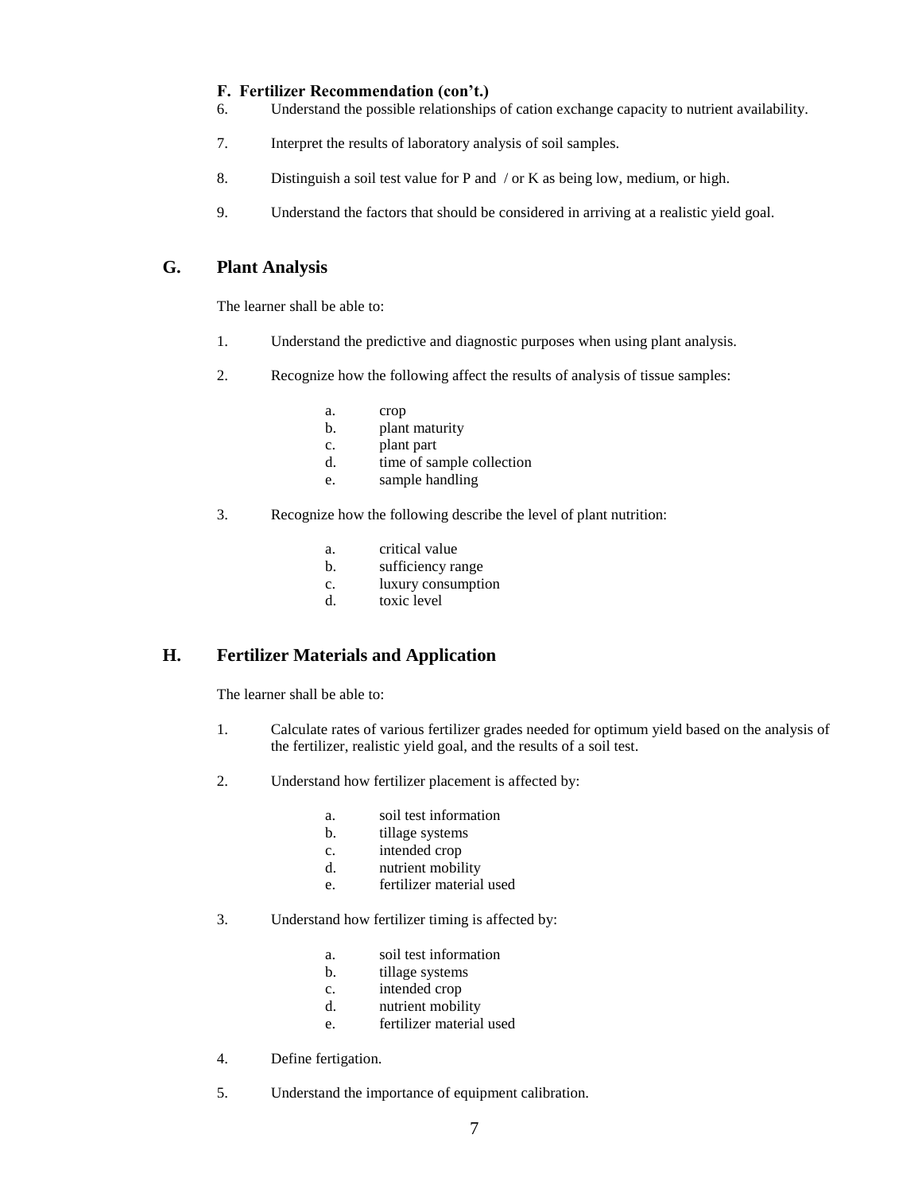**F. Fertilizer Recommendation (con't.)**

6. Understand the possible relationships of cation exchange capacity to nutrient availability.

7. Interpret the results of laboratory analysis of soil samples.

8. Distinguish a soil test value for P and / or K as being low, medium, or high.

9. Understand the factors that should be considered in arriving at a realistic yield goal.

## G. Plant Analysis

The learner shall be able to:

1. Understand the predictive and diagnostic purposes when using plant analysis.

2. Recognize how the following affect the results of analysis of tissue samples:

    a. crop
    b. plant maturity
    c. plant part
    d. time of sample collection
    e. sample handling

3. Recognize how the following describe the level of plant nutrition:

    a. critical value
    b. sufficiency range
    c. luxury consumption
    d. toxic level

## H. Fertilizer Materials and Application

The learner shall be able to:

1. Calculate rates of various fertilizer grades needed for optimum yield based on the analysis of the fertilizer, realistic yield goal, and the results of a soil test.

2. Understand how fertilizer placement is affected by:

    a. soil test information
    b. tillage systems
    c. intended crop
    d. nutrient mobility
    e. fertilizer material used

3. Understand how fertilizer timing is affected by:

    a. soil test information
    b. tillage systems
    c. intended crop
    d. nutrient mobility
    e. fertilizer material used

4. Define fertigation.

5. Understand the importance of equipment calibration.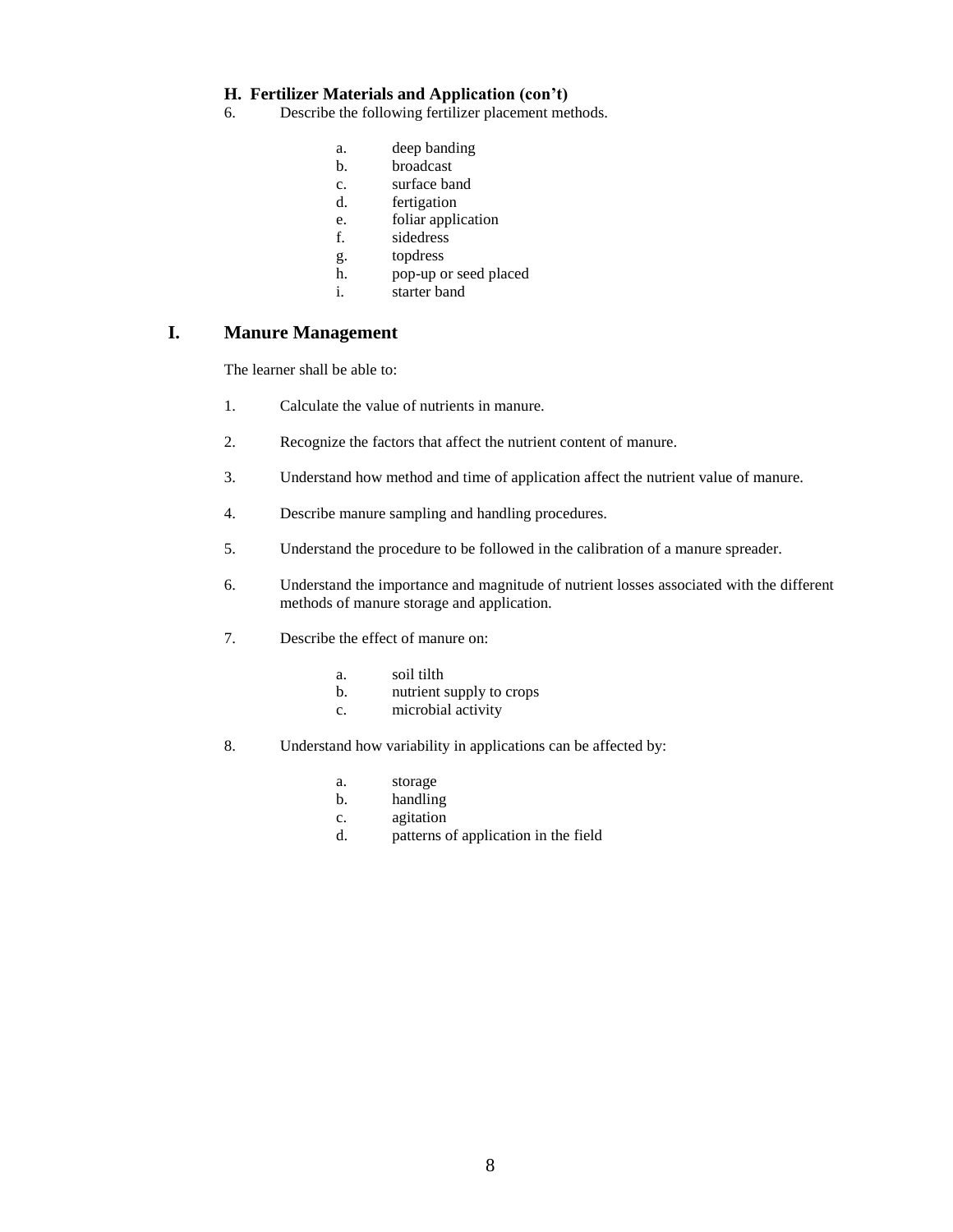### H. Fertilizer Materials and Application (con't)

6. Describe the following fertilizer placement methods.

    a. deep banding
    b. broadcast
    c. surface band
    d. fertigation
    e. foliar application
    f. sidedress
    g. topdress
    h. pop-up or seed placed
    i. starter band

## I. Manure Management

The learner shall be able to:

1. Calculate the value of nutrients in manure.

2. Recognize the factors that affect the nutrient content of manure.

3. Understand how method and time of application affect the nutrient value of manure.

4. Describe manure sampling and handling procedures.

5. Understand the procedure to be followed in the calibration of a manure spreader.

6. Understand the importance and magnitude of nutrient losses associated with the different methods of manure storage and application.

7. Describe the effect of manure on:

    a. soil tilth
    b. nutrient supply to crops
    c. microbial activity

8. Understand how variability in applications can be affected by:

    a. storage
    b. handling
    c. agitation
    d. patterns of application in the field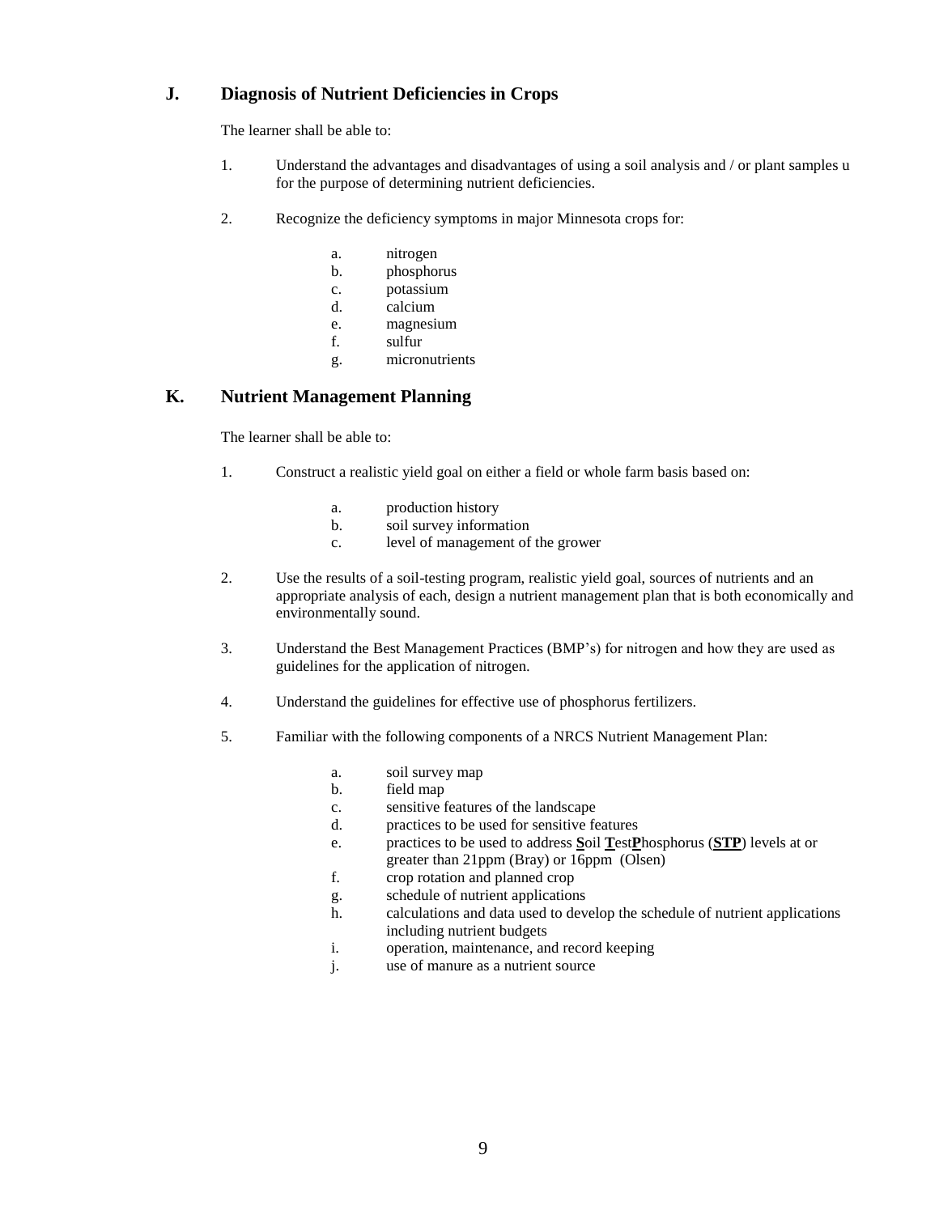## J. Diagnosis of Nutrient Deficiencies in Crops

The learner shall be able to:

1. Understand the advantages and disadvantages of using a soil analysis and / or plant samples u for the purpose of determining nutrient deficiencies.

2. Recognize the deficiency symptoms in major Minnesota crops for:

   a. nitrogen
   b. phosphorus
   c. potassium
   d. calcium
   e. magnesium
   f. sulfur
   g. micronutrients

## K. Nutrient Management Planning

The learner shall be able to:

1. Construct a realistic yield goal on either a field or whole farm basis based on:

   a. production history
   b. soil survey information
   c. level of management of the grower

2. Use the results of a soil-testing program, realistic yield goal, sources of nutrients and an appropriate analysis of each, design a nutrient management plan that is both economically and environmentally sound.

3. Understand the Best Management Practices (BMP's) for nitrogen and how they are used as guidelines for the application of nitrogen.

4. Understand the guidelines for effective use of phosphorus fertilizers.

5. Familiar with the following components of a NRCS Nutrient Management Plan:

   a. soil survey map
   b. field map
   c. sensitive features of the landscape
   d. practices to be used for sensitive features
   e. practices to be used to address **S**oil **T**est**P**hosphorus (**STP**) levels at or greater than 21ppm (Bray) or 16ppm (Olsen)
   f. crop rotation and planned crop
   g. schedule of nutrient applications
   h. calculations and data used to develop the schedule of nutrient applications including nutrient budgets
   i. operation, maintenance, and record keeping
   j. use of manure as a nutrient source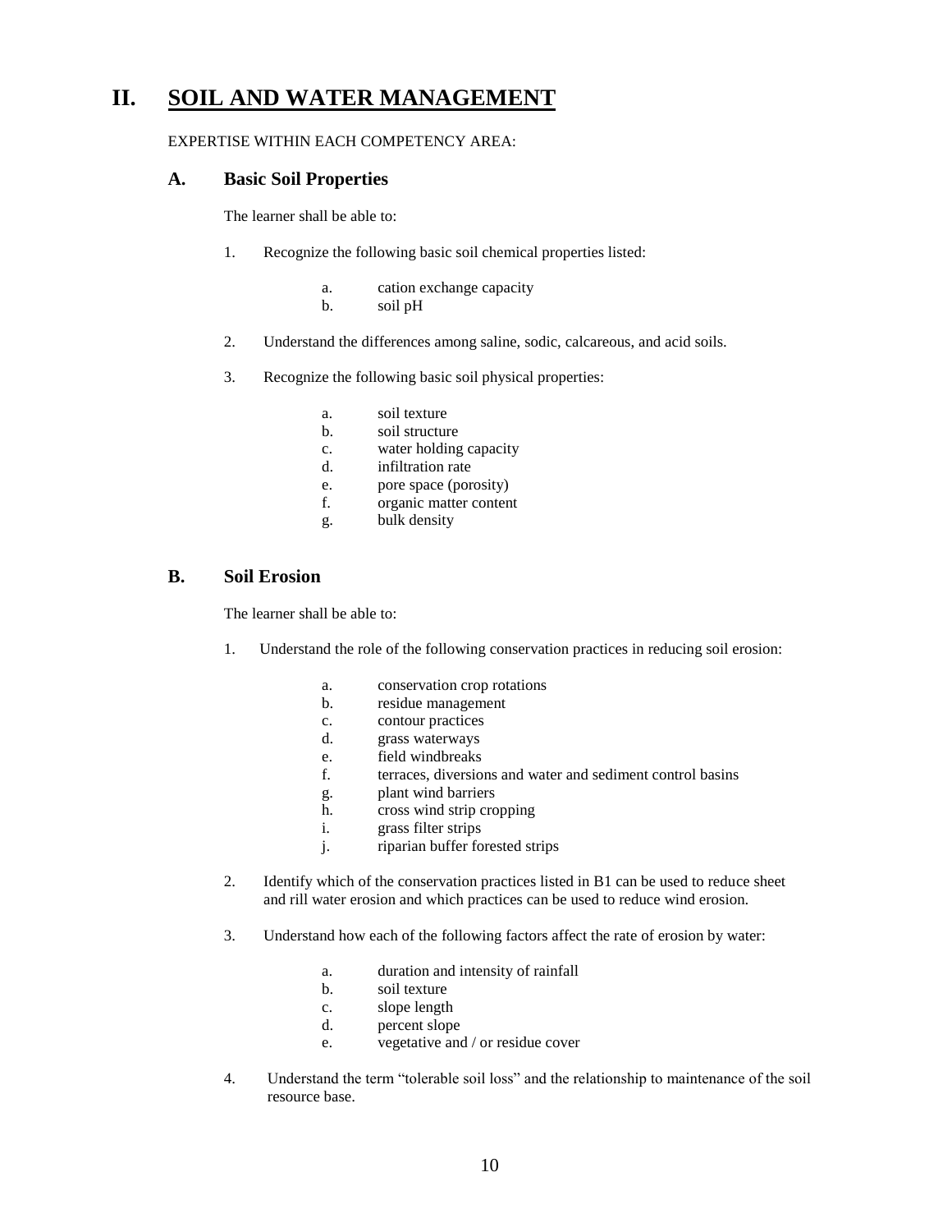# II. SOIL AND WATER MANAGEMENT

EXPERTISE WITHIN EACH COMPETENCY AREA:

## A. Basic Soil Properties

The learner shall be able to:

1. Recognize the following basic soil chemical properties listed:

   a. cation exchange capacity
   b. soil pH

2. Understand the differences among saline, sodic, calcareous, and acid soils.

3. Recognize the following basic soil physical properties:

   a. soil texture
   b. soil structure
   c. water holding capacity
   d. infiltration rate
   e. pore space (porosity)
   f. organic matter content
   g. bulk density

## B. Soil Erosion

The learner shall be able to:

1. Understand the role of the following conservation practices in reducing soil erosion:

   a. conservation crop rotations
   b. residue management
   c. contour practices
   d. grass waterways
   e. field windbreaks
   f. terraces, diversions and water and sediment control basins
   g. plant wind barriers
   h. cross wind strip cropping
   i. grass filter strips
   j. riparian buffer forested strips

2. Identify which of the conservation practices listed in B1 can be used to reduce sheet and rill water erosion and which practices can be used to reduce wind erosion.

3. Understand how each of the following factors affect the rate of erosion by water:

   a. duration and intensity of rainfall
   b. soil texture
   c. slope length
   d. percent slope
   e. vegetative and / or residue cover

4. Understand the term "tolerable soil loss" and the relationship to maintenance of the soil resource base.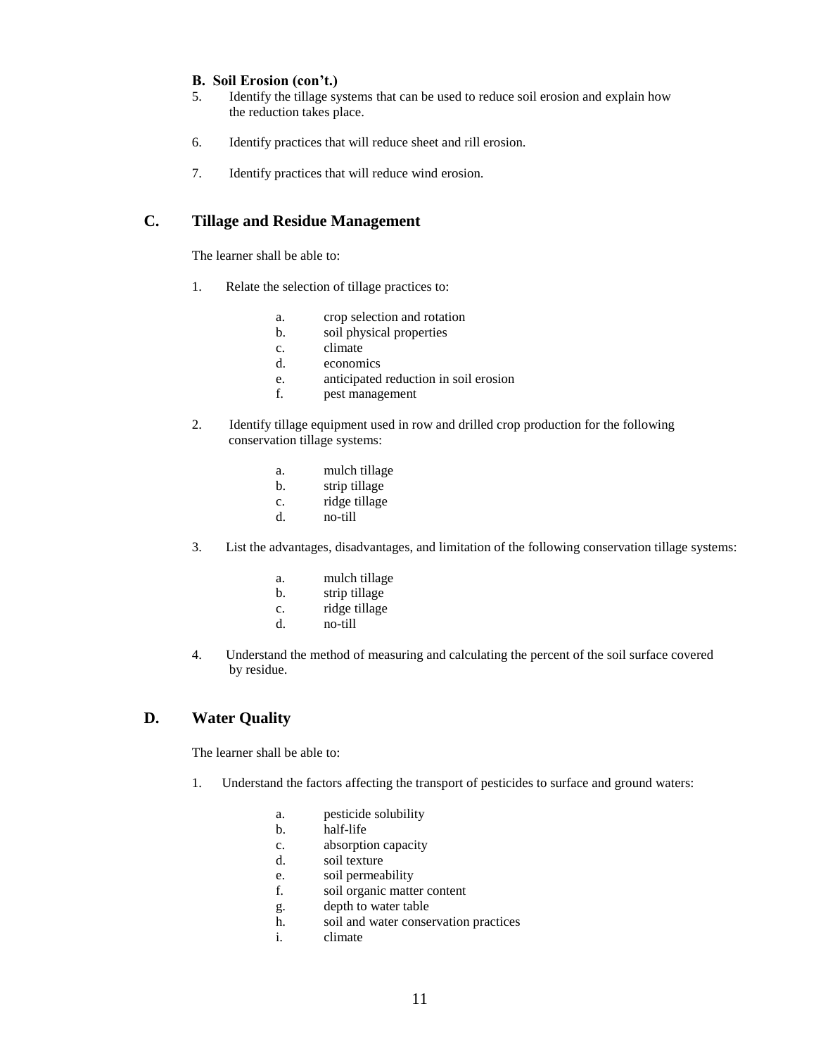**B. Soil Erosion (con't.)**

5. Identify the tillage systems that can be used to reduce soil erosion and explain how the reduction takes place.

6. Identify practices that will reduce sheet and rill erosion.

7. Identify practices that will reduce wind erosion.

## C. Tillage and Residue Management

The learner shall be able to:

1. Relate the selection of tillage practices to:

   a. crop selection and rotation
   b. soil physical properties
   c. climate
   d. economics
   e. anticipated reduction in soil erosion
   f. pest management

2. Identify tillage equipment used in row and drilled crop production for the following conservation tillage systems:

   a. mulch tillage
   b. strip tillage
   c. ridge tillage
   d. no-till

3. List the advantages, disadvantages, and limitation of the following conservation tillage systems:

   a. mulch tillage
   b. strip tillage
   c. ridge tillage
   d. no-till

4. Understand the method of measuring and calculating the percent of the soil surface covered by residue.

## D. Water Quality

The learner shall be able to:

1. Understand the factors affecting the transport of pesticides to surface and ground waters:

   a. pesticide solubility
   b. half-life
   c. absorption capacity
   d. soil texture
   e. soil permeability
   f. soil organic matter content
   g. depth to water table
   h. soil and water conservation practices
   i. climate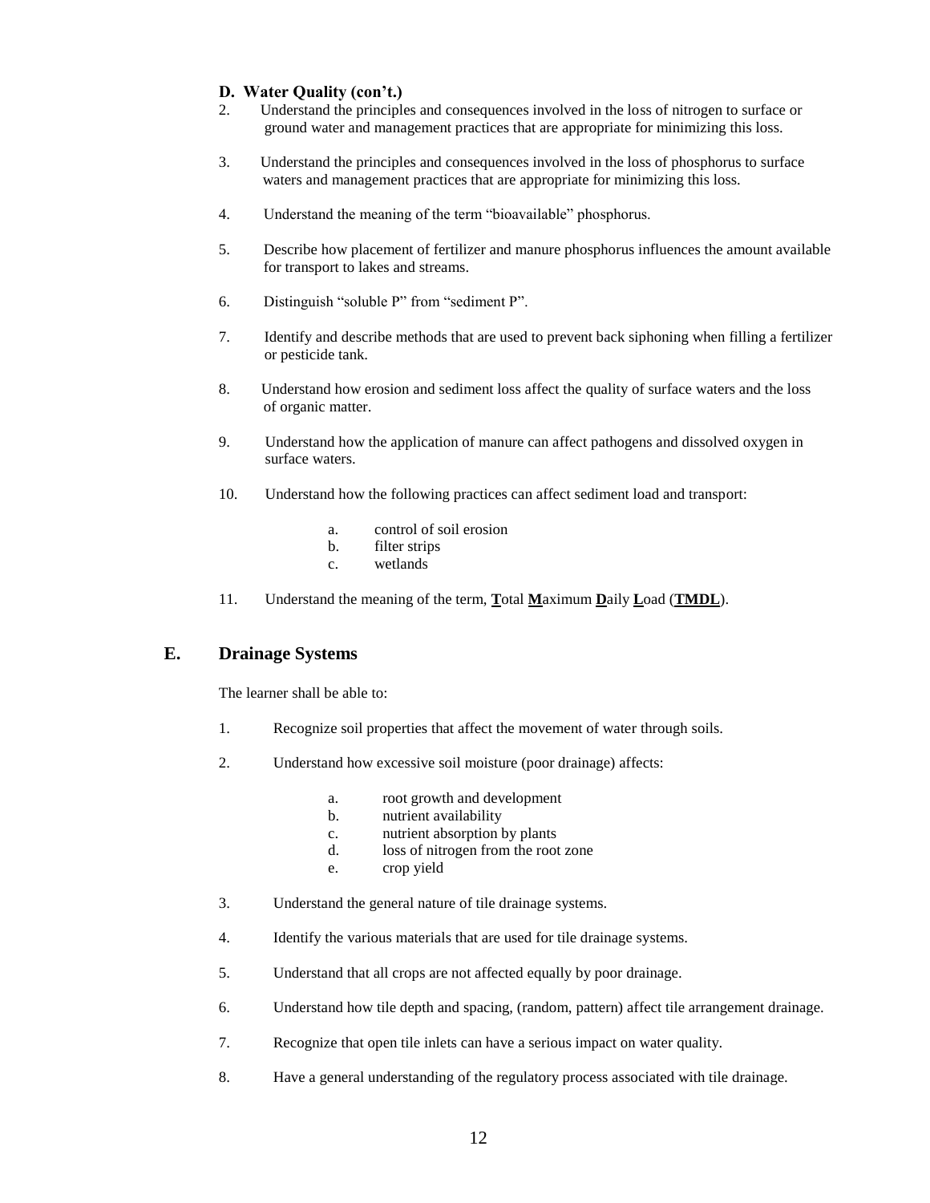### D. Water Quality (con't.)

2. Understand the principles and consequences involved in the loss of nitrogen to surface or ground water and management practices that are appropriate for minimizing this loss.

3. Understand the principles and consequences involved in the loss of phosphorus to surface waters and management practices that are appropriate for minimizing this loss.

4. Understand the meaning of the term "bioavailable" phosphorus.

5. Describe how placement of fertilizer and manure phosphorus influences the amount available for transport to lakes and streams.

6. Distinguish "soluble P" from "sediment P".

7. Identify and describe methods that are used to prevent back siphoning when filling a fertilizer or pesticide tank.

8. Understand how erosion and sediment loss affect the quality of surface waters and the loss of organic matter.

9. Understand how the application of manure can affect pathogens and dissolved oxygen in surface waters.

10. Understand how the following practices can affect sediment load and transport:

    a. control of soil erosion
    b. filter strips
    c. wetlands

11. Understand the meaning of the term, **T**otal **M**aximum **D**aily **L**oad (**TMDL**).

## E. Drainage Systems

The learner shall be able to:

1. Recognize soil properties that affect the movement of water through soils.

2. Understand how excessive soil moisture (poor drainage) affects:

    a. root growth and development
    b. nutrient availability
    c. nutrient absorption by plants
    d. loss of nitrogen from the root zone
    e. crop yield

3. Understand the general nature of tile drainage systems.

4. Identify the various materials that are used for tile drainage systems.

5. Understand that all crops are not affected equally by poor drainage.

6. Understand how tile depth and spacing, (random, pattern) affect tile arrangement drainage.

7. Recognize that open tile inlets can have a serious impact on water quality.

8. Have a general understanding of the regulatory process associated with tile drainage.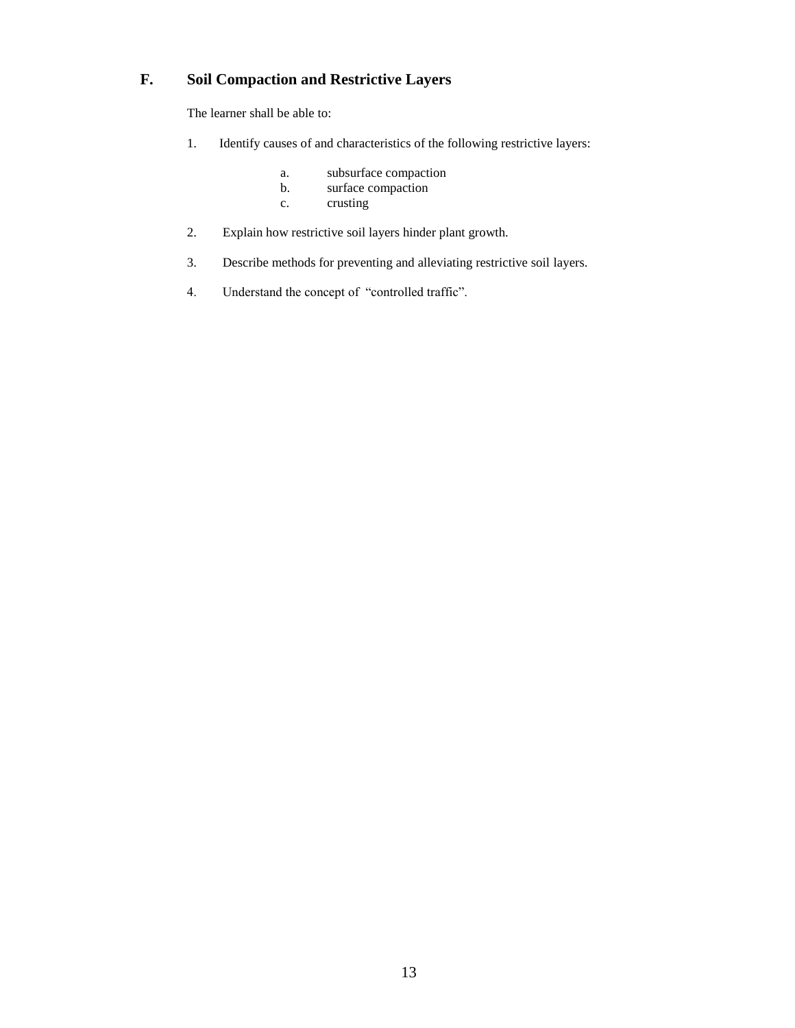## F. Soil Compaction and Restrictive Layers

The learner shall be able to:

1. Identify causes of and characteristics of the following restrictive layers:

   a. subsurface compaction
   b. surface compaction
   c. crusting

2. Explain how restrictive soil layers hinder plant growth.

3. Describe methods for preventing and alleviating restrictive soil layers.

4. Understand the concept of "controlled traffic".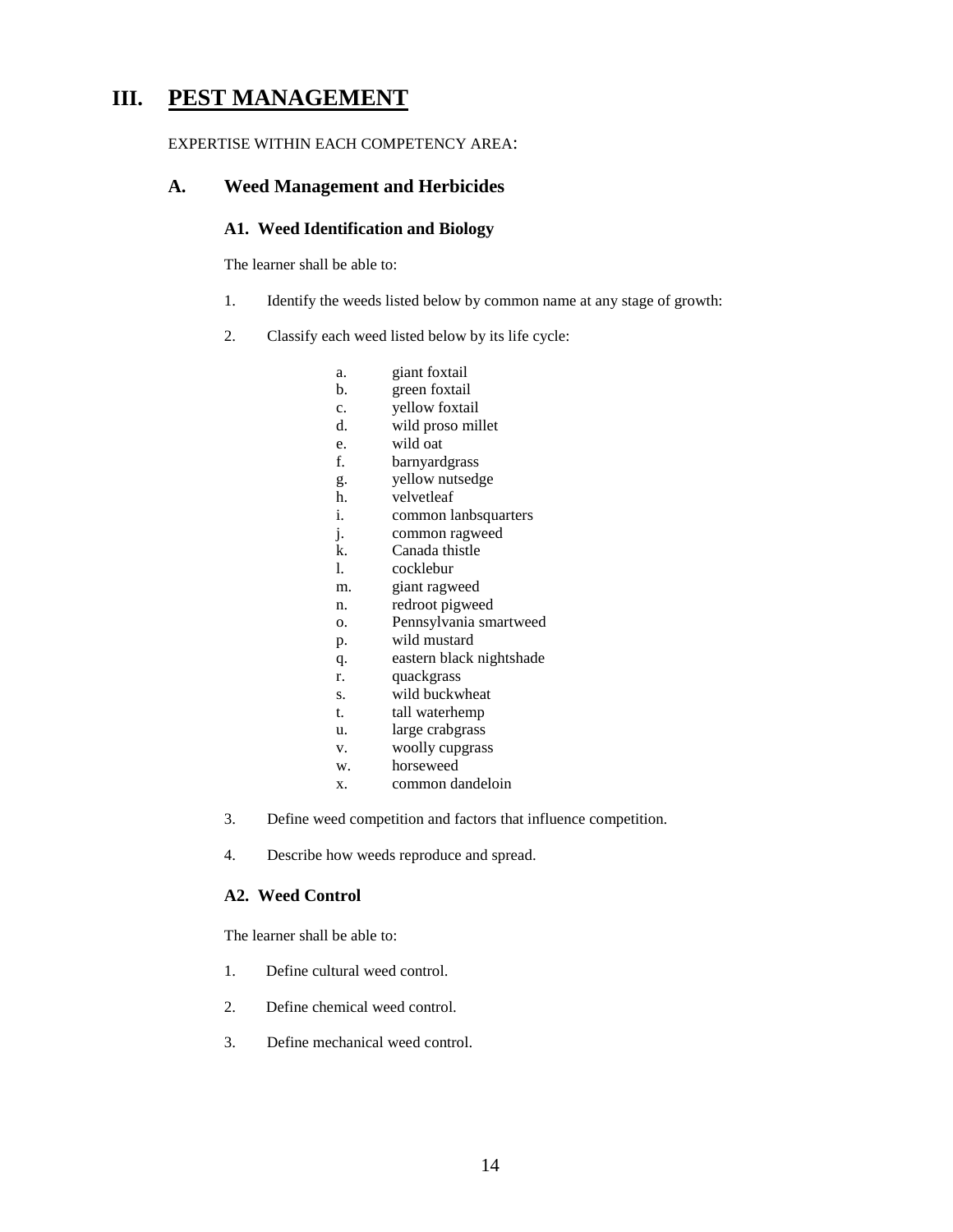# III. PEST MANAGEMENT

EXPERTISE WITHIN EACH COMPETENCY AREA:

## A. Weed Management and Herbicides

### A1. Weed Identification and Biology

The learner shall be able to:

1. Identify the weeds listed below by common name at any stage of growth:

2. Classify each weed listed below by its life cycle:

   a. giant foxtail
   b. green foxtail
   c. yellow foxtail
   d. wild proso millet
   e. wild oat
   f. barnyardgrass
   g. yellow nutsedge
   h. velvetleaf
   i. common lanbsquarters
   j. common ragweed
   k. Canada thistle
   l. cocklebur
   m. giant ragweed
   n. redroot pigweed
   o. Pennsylvania smartweed
   p. wild mustard
   q. eastern black nightshade
   r. quackgrass
   s. wild buckwheat
   t. tall waterhemp
   u. large crabgrass
   v. woolly cupgrass
   w. horseweed
   x. common dandeloin

3. Define weed competition and factors that influence competition.

4. Describe how weeds reproduce and spread.

### A2. Weed Control

The learner shall be able to:

1. Define cultural weed control.

2. Define chemical weed control.

3. Define mechanical weed control.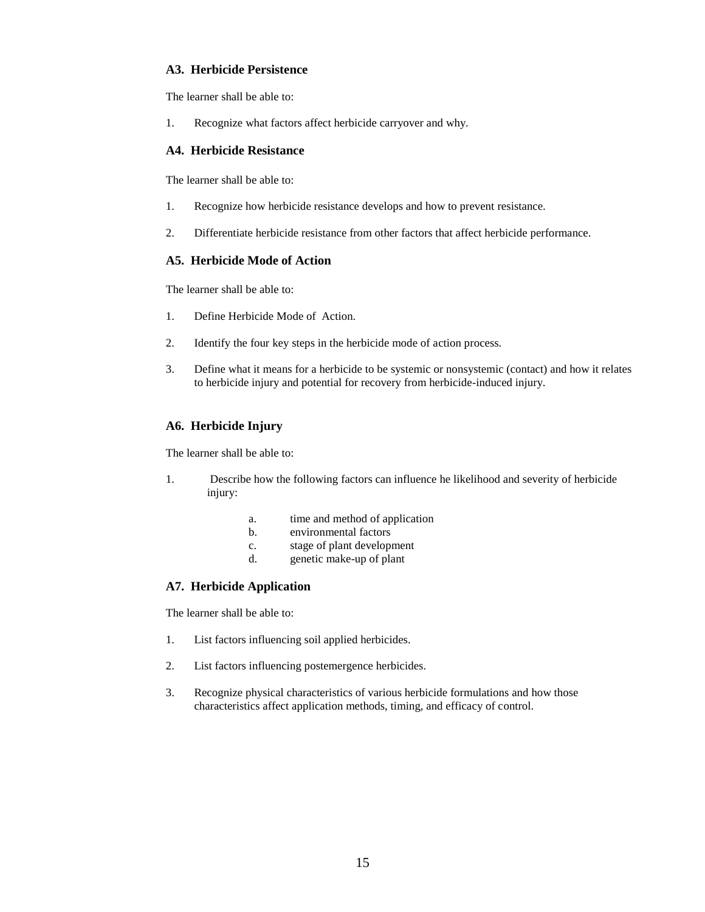### A3. Herbicide Persistence

The learner shall be able to:

1. Recognize what factors affect herbicide carryover and why.

### A4. Herbicide Resistance

The learner shall be able to:

1. Recognize how herbicide resistance develops and how to prevent resistance.

2. Differentiate herbicide resistance from other factors that affect herbicide performance.

### A5. Herbicide Mode of Action

The learner shall be able to:

1. Define Herbicide Mode of Action.

2. Identify the four key steps in the herbicide mode of action process.

3. Define what it means for a herbicide to be systemic or nonsystemic (contact) and how it relates to herbicide injury and potential for recovery from herbicide-induced injury.

### A6. Herbicide Injury

The learner shall be able to:

1. Describe how the following factors can influence he likelihood and severity of herbicide injury:

   a. time and method of application
   b. environmental factors
   c. stage of plant development
   d. genetic make-up of plant

### A7. Herbicide Application

The learner shall be able to:

1. List factors influencing soil applied herbicides.

2. List factors influencing postemergence herbicides.

3. Recognize physical characteristics of various herbicide formulations and how those characteristics affect application methods, timing, and efficacy of control.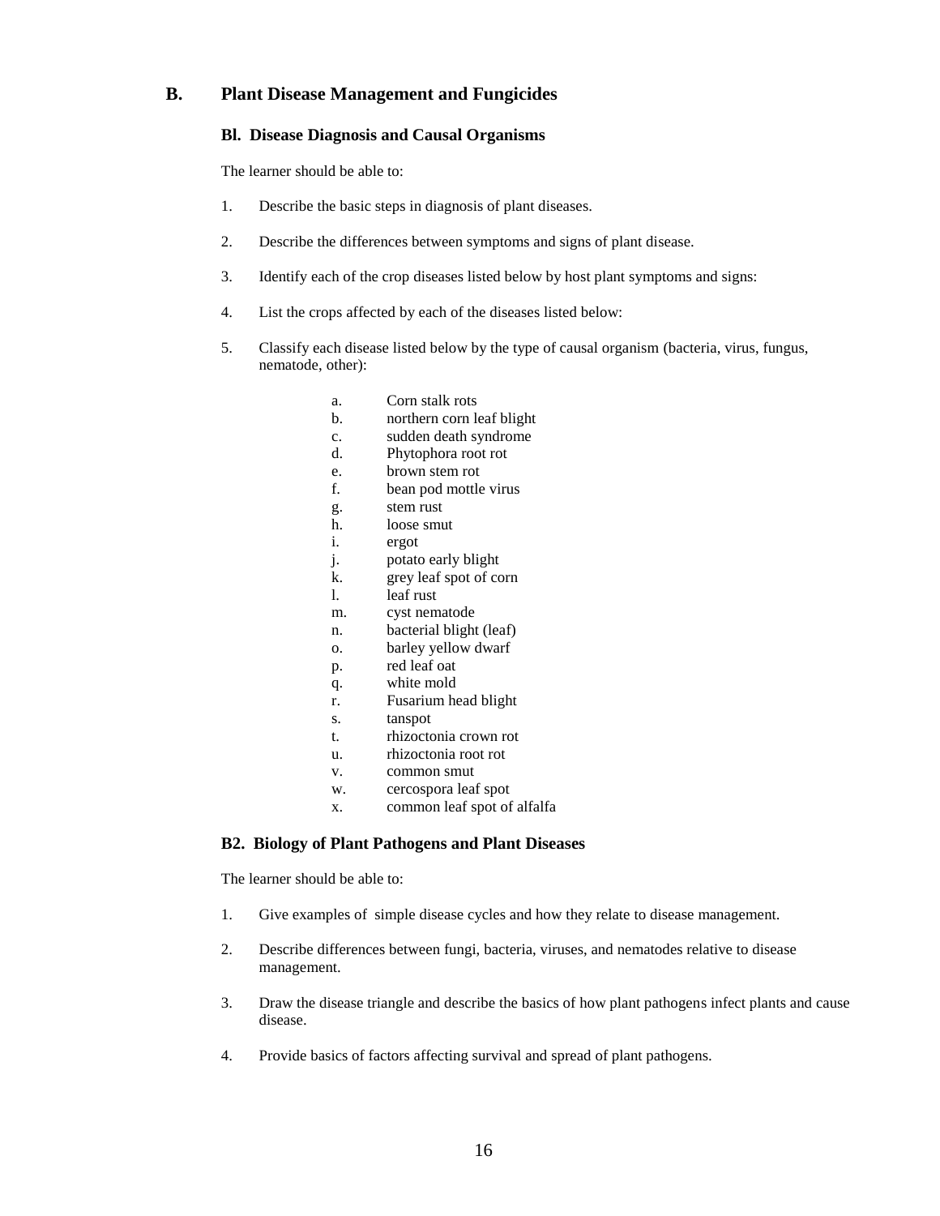## B. Plant Disease Management and Fungicides

### Bl. Disease Diagnosis and Causal Organisms

The learner should be able to:

1. Describe the basic steps in diagnosis of plant diseases.

2. Describe the differences between symptoms and signs of plant disease.

3. Identify each of the crop diseases listed below by host plant symptoms and signs:

4. List the crops affected by each of the diseases listed below:

5. Classify each disease listed below by the type of causal organism (bacteria, virus, fungus, nematode, other):

   a. Corn stalk rots
   b. northern corn leaf blight
   c. sudden death syndrome
   d. Phytophora root rot
   e. brown stem rot
   f. bean pod mottle virus
   g. stem rust
   h. loose smut
   i. ergot
   j. potato early blight
   k. grey leaf spot of corn
   l. leaf rust
   m. cyst nematode
   n. bacterial blight (leaf)
   o. barley yellow dwarf
   p. red leaf oat
   q. white mold
   r. Fusarium head blight
   s. tanspot
   t. rhizoctonia crown rot
   u. rhizoctonia root rot
   v. common smut
   w. cercospora leaf spot
   x. common leaf spot of alfalfa

### B2. Biology of Plant Pathogens and Plant Diseases

The learner should be able to:

1. Give examples of simple disease cycles and how they relate to disease management.

2. Describe differences between fungi, bacteria, viruses, and nematodes relative to disease management.

3. Draw the disease triangle and describe the basics of how plant pathogens infect plants and cause disease.

4. Provide basics of factors affecting survival and spread of plant pathogens.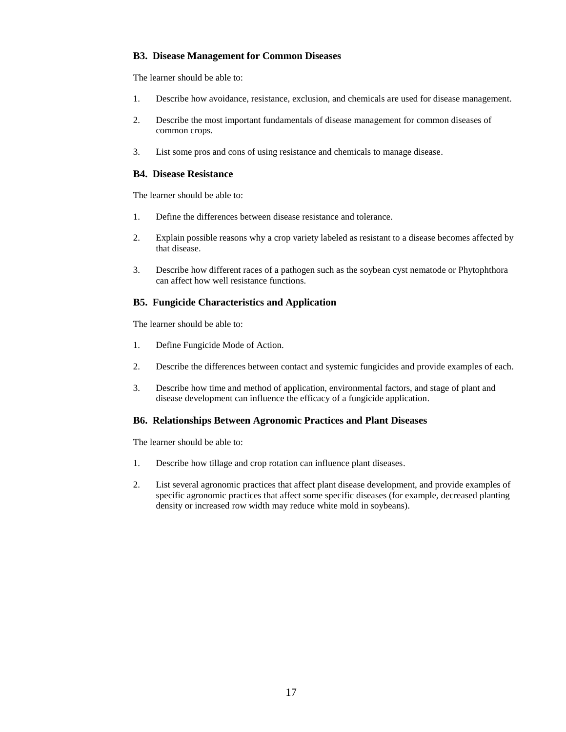### B3. Disease Management for Common Diseases

The learner should be able to:

1. Describe how avoidance, resistance, exclusion, and chemicals are used for disease management.
2. Describe the most important fundamentals of disease management for common diseases of common crops.
3. List some pros and cons of using resistance and chemicals to manage disease.

### B4. Disease Resistance

The learner should be able to:

1. Define the differences between disease resistance and tolerance.
2. Explain possible reasons why a crop variety labeled as resistant to a disease becomes affected by that disease.
3. Describe how different races of a pathogen such as the soybean cyst nematode or Phytophthora can affect how well resistance functions.

### B5. Fungicide Characteristics and Application

The learner should be able to:

1. Define Fungicide Mode of Action.
2. Describe the differences between contact and systemic fungicides and provide examples of each.
3. Describe how time and method of application, environmental factors, and stage of plant and disease development can influence the efficacy of a fungicide application.

### B6. Relationships Between Agronomic Practices and Plant Diseases

The learner should be able to:

1. Describe how tillage and crop rotation can influence plant diseases.
2. List several agronomic practices that affect plant disease development, and provide examples of specific agronomic practices that affect some specific diseases (for example, decreased planting density or increased row width may reduce white mold in soybeans).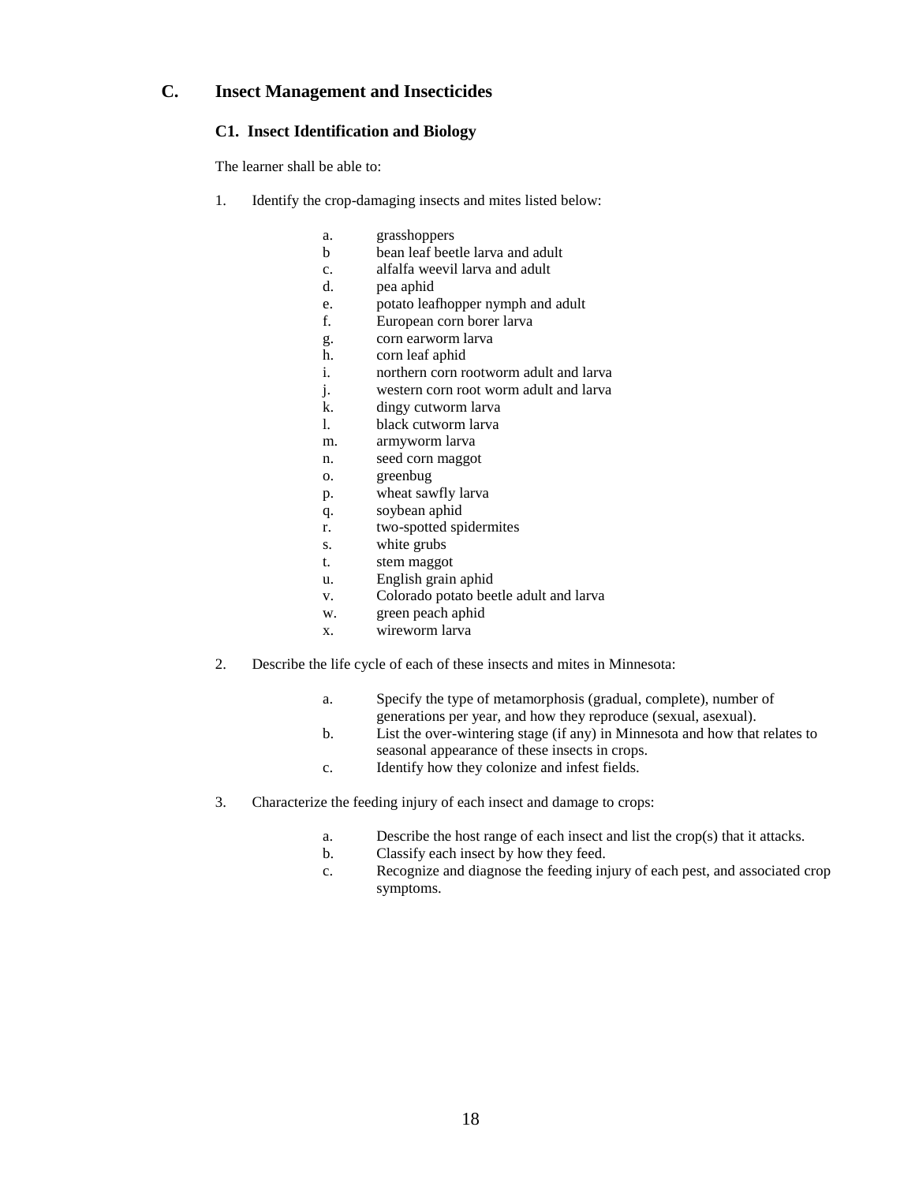## C. Insect Management and Insecticides

### C1. Insect Identification and Biology

The learner shall be able to:

1. Identify the crop-damaging insects and mites listed below:

    a. grasshoppers
    b bean leaf beetle larva and adult
    c. alfalfa weevil larva and adult
    d. pea aphid
    e. potato leafhopper nymph and adult
    f. European corn borer larva
    g. corn earworm larva
    h. corn leaf aphid
    i. northern corn rootworm adult and larva
    j. western corn root worm adult and larva
    k. dingy cutworm larva
    l. black cutworm larva
    m. armyworm larva
    n. seed corn maggot
    o. greenbug
    p. wheat sawfly larva
    q. soybean aphid
    r. two-spotted spidermites
    s. white grubs
    t. stem maggot
    u. English grain aphid
    v. Colorado potato beetle adult and larva
    w. green peach aphid
    x. wireworm larva

2. Describe the life cycle of each of these insects and mites in Minnesota:

    a. Specify the type of metamorphosis (gradual, complete), number of generations per year, and how they reproduce (sexual, asexual).
    b. List the over-wintering stage (if any) in Minnesota and how that relates to seasonal appearance of these insects in crops.
    c. Identify how they colonize and infest fields.

3. Characterize the feeding injury of each insect and damage to crops:

    a. Describe the host range of each insect and list the crop(s) that it attacks.
    b. Classify each insect by how they feed.
    c. Recognize and diagnose the feeding injury of each pest, and associated crop symptoms.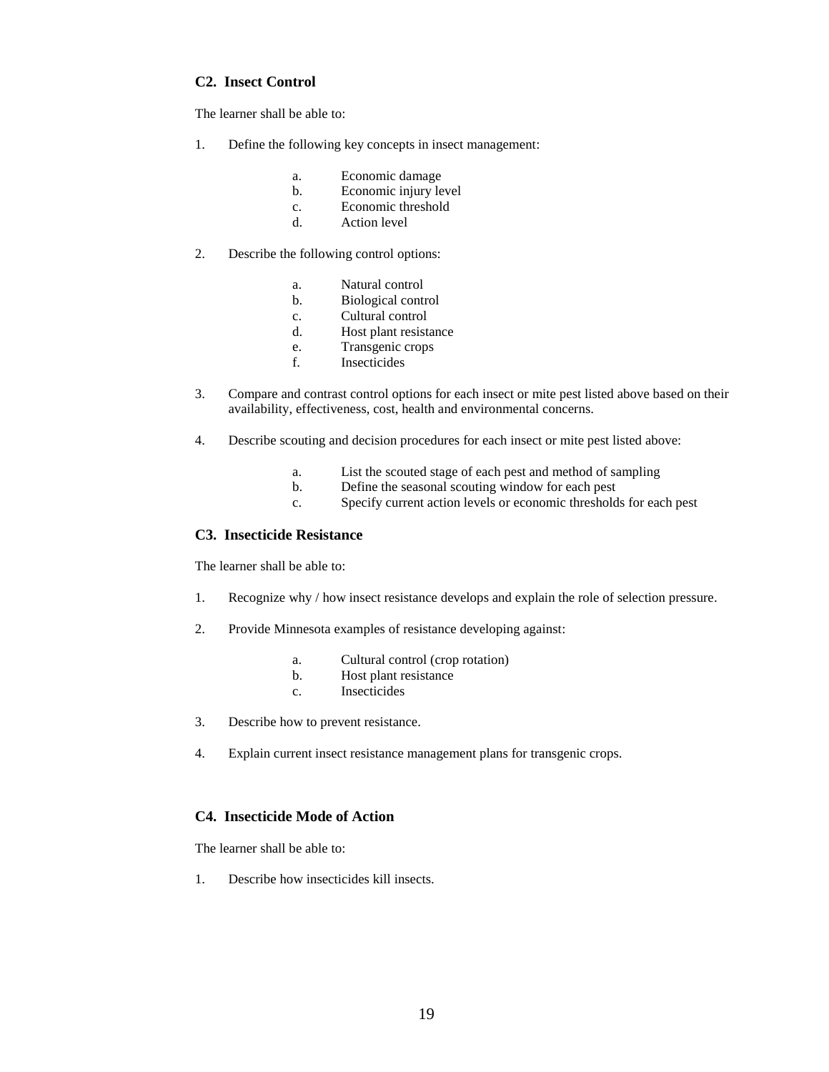### C2. Insect Control

The learner shall be able to:

1. Define the following key concepts in insect management:

    a. Economic damage
    b. Economic injury level
    c. Economic threshold
    d. Action level

2. Describe the following control options:

    a. Natural control
    b. Biological control
    c. Cultural control
    d. Host plant resistance
    e. Transgenic crops
    f. Insecticides

3. Compare and contrast control options for each insect or mite pest listed above based on their availability, effectiveness, cost, health and environmental concerns.

4. Describe scouting and decision procedures for each insect or mite pest listed above:

    a. List the scouted stage of each pest and method of sampling
    b. Define the seasonal scouting window for each pest
    c. Specify current action levels or economic thresholds for each pest

### C3. Insecticide Resistance

The learner shall be able to:

1. Recognize why / how insect resistance develops and explain the role of selection pressure.

2. Provide Minnesota examples of resistance developing against:

    a. Cultural control (crop rotation)
    b. Host plant resistance
    c. Insecticides

3. Describe how to prevent resistance.

4. Explain current insect resistance management plans for transgenic crops.

### C4. Insecticide Mode of Action

The learner shall be able to:

1. Describe how insecticides kill insects.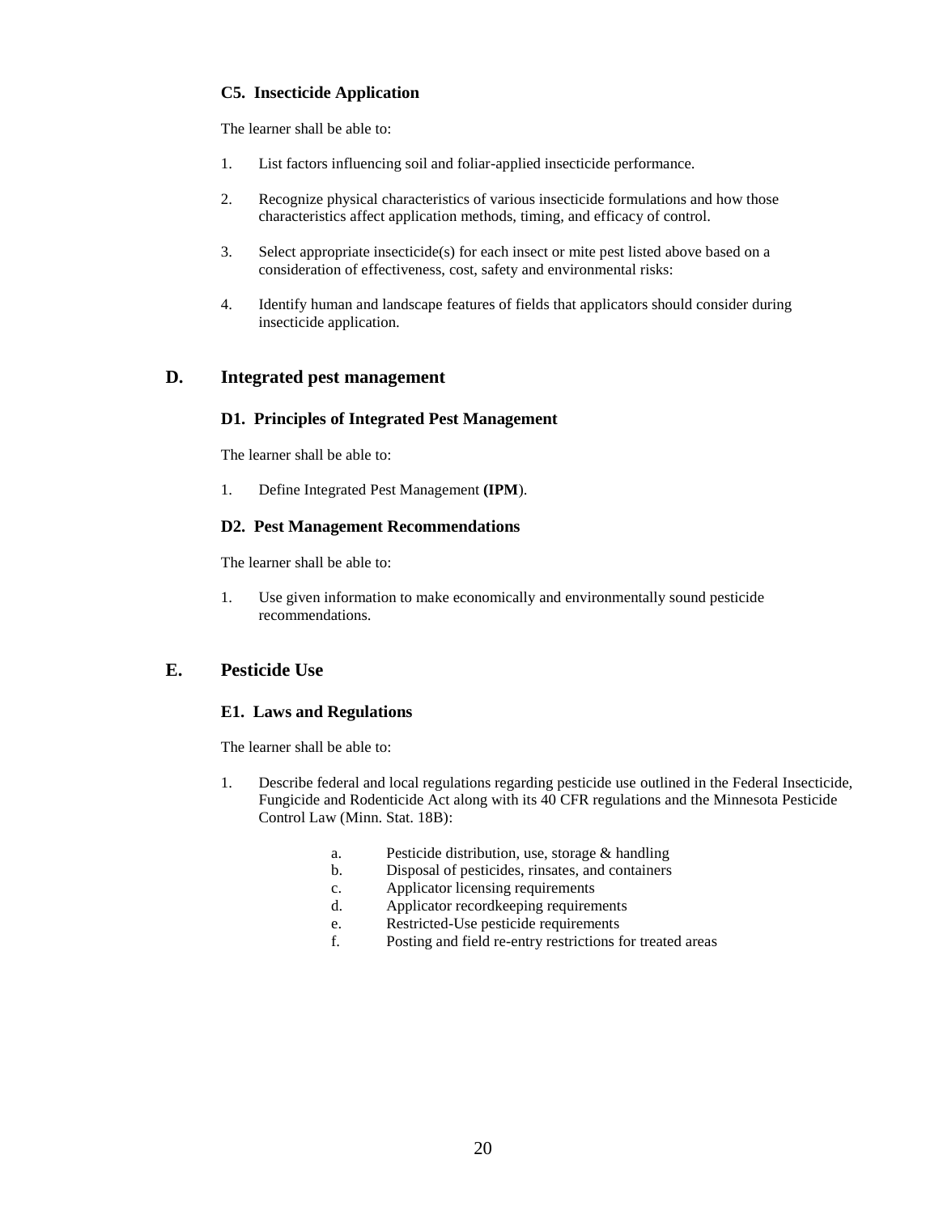### C5. Insecticide Application

The learner shall be able to:

1. List factors influencing soil and foliar-applied insecticide performance.

2. Recognize physical characteristics of various insecticide formulations and how those characteristics affect application methods, timing, and efficacy of control.

3. Select appropriate insecticide(s) for each insect or mite pest listed above based on a consideration of effectiveness, cost, safety and environmental risks:

4. Identify human and landscape features of fields that applicators should consider during insecticide application.

## D. Integrated pest management

### D1. Principles of Integrated Pest Management

The learner shall be able to:

1. Define Integrated Pest Management **(IPM**).

### D2. Pest Management Recommendations

The learner shall be able to:

1. Use given information to make economically and environmentally sound pesticide recommendations.

## E. Pesticide Use

### E1. Laws and Regulations

The learner shall be able to:

1. Describe federal and local regulations regarding pesticide use outlined in the Federal Insecticide, Fungicide and Rodenticide Act along with its 40 CFR regulations and the Minnesota Pesticide Control Law (Minn. Stat. 18B):

   a. Pesticide distribution, use, storage & handling
   b. Disposal of pesticides, rinsates, and containers
   c. Applicator licensing requirements
   d. Applicator recordkeeping requirements
   e. Restricted-Use pesticide requirements
   f. Posting and field re-entry restrictions for treated areas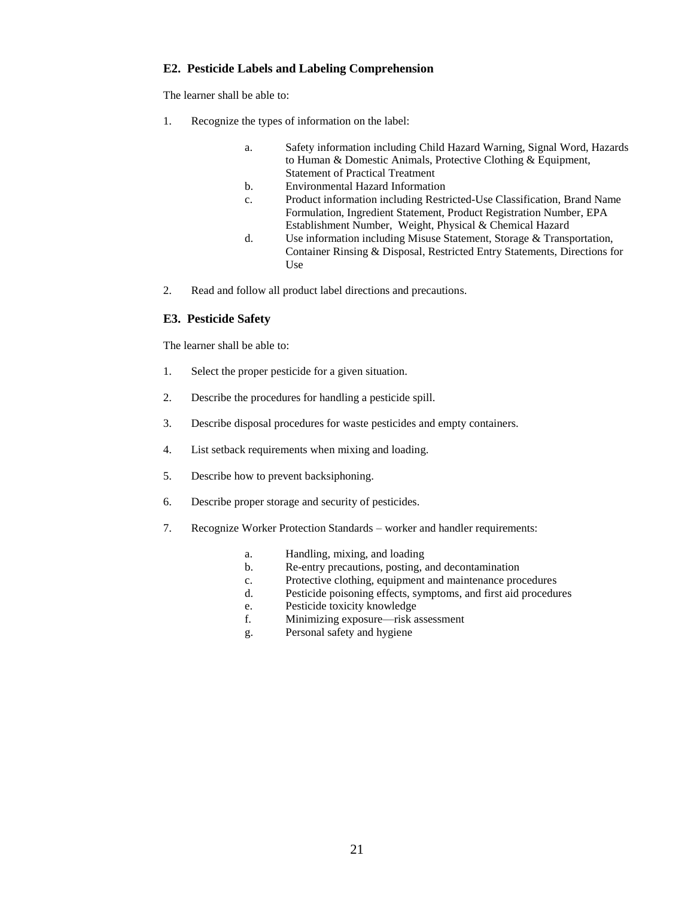### E2. Pesticide Labels and Labeling Comprehension

The learner shall be able to:

1. Recognize the types of information on the label:

    a. Safety information including Child Hazard Warning, Signal Word, Hazards to Human & Domestic Animals, Protective Clothing & Equipment, Statement of Practical Treatment
    b. Environmental Hazard Information
    c. Product information including Restricted-Use Classification, Brand Name Formulation, Ingredient Statement, Product Registration Number, EPA Establishment Number, Weight, Physical & Chemical Hazard
    d. Use information including Misuse Statement, Storage & Transportation, Container Rinsing & Disposal, Restricted Entry Statements, Directions for Use

2. Read and follow all product label directions and precautions.

### E3. Pesticide Safety

The learner shall be able to:

1. Select the proper pesticide for a given situation.

2. Describe the procedures for handling a pesticide spill.

3. Describe disposal procedures for waste pesticides and empty containers.

4. List setback requirements when mixing and loading.

5. Describe how to prevent backsiphoning.

6. Describe proper storage and security of pesticides.

7. Recognize Worker Protection Standards – worker and handler requirements:

    a. Handling, mixing, and loading
    b. Re-entry precautions, posting, and decontamination
    c. Protective clothing, equipment and maintenance procedures
    d. Pesticide poisoning effects, symptoms, and first aid procedures
    e. Pesticide toxicity knowledge
    f. Minimizing exposure—risk assessment
    g. Personal safety and hygiene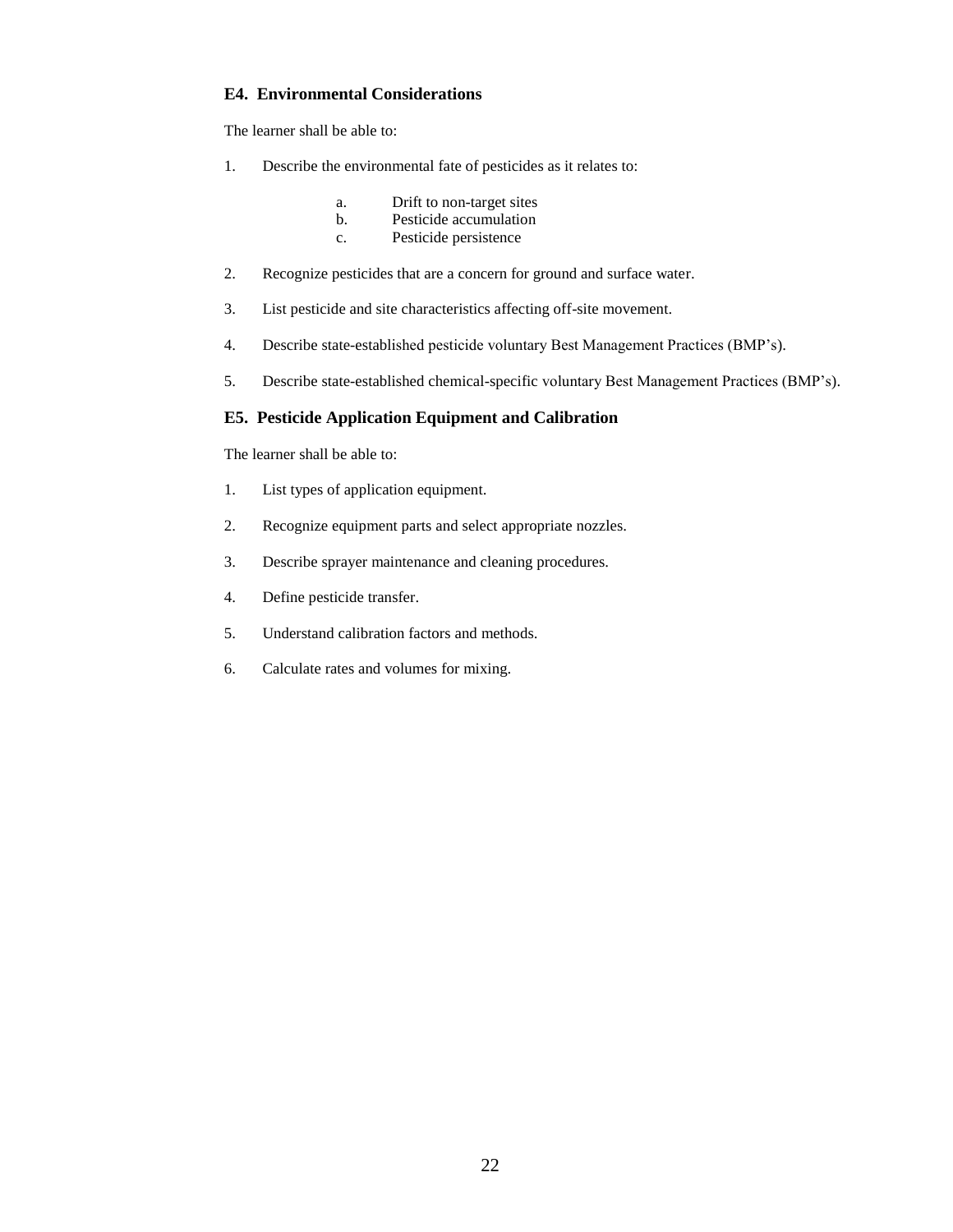### E4. Environmental Considerations

The learner shall be able to:

1. Describe the environmental fate of pesticides as it relates to:

    a. Drift to non-target sites
    b. Pesticide accumulation
    c. Pesticide persistence

2. Recognize pesticides that are a concern for ground and surface water.

3. List pesticide and site characteristics affecting off-site movement.

4. Describe state-established pesticide voluntary Best Management Practices (BMP's).

5. Describe state-established chemical-specific voluntary Best Management Practices (BMP's).

### E5. Pesticide Application Equipment and Calibration

The learner shall be able to:

1. List types of application equipment.

2. Recognize equipment parts and select appropriate nozzles.

3. Describe sprayer maintenance and cleaning procedures.

4. Define pesticide transfer.

5. Understand calibration factors and methods.

6. Calculate rates and volumes for mixing.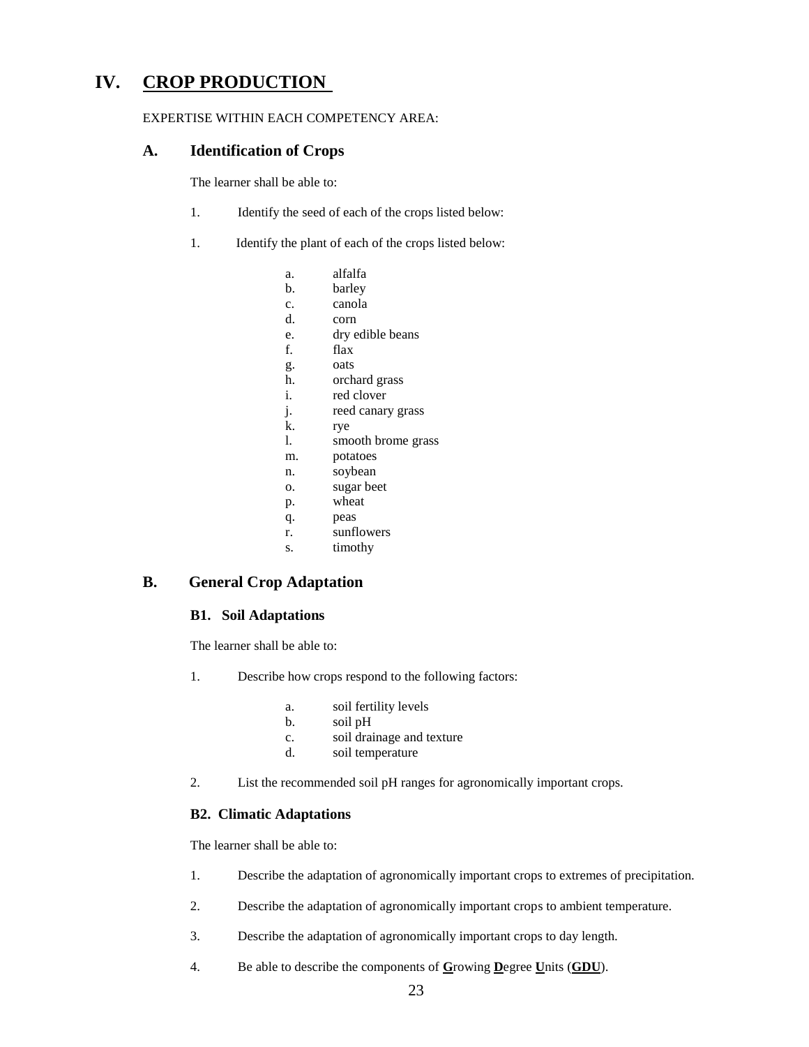# IV. CROP PRODUCTION

EXPERTISE WITHIN EACH COMPETENCY AREA:

## A. Identification of Crops

The learner shall be able to:

1. Identify the seed of each of the crops listed below:

1. Identify the plant of each of the crops listed below:

    a. alfalfa
    b. barley
    c. canola
    d. corn
    e. dry edible beans
    f. flax
    g. oats
    h. orchard grass
    i. red clover
    j. reed canary grass
    k. rye
    l. smooth brome grass
    m. potatoes
    n. soybean
    o. sugar beet
    p. wheat
    q. peas
    r. sunflowers
    s. timothy

## B. General Crop Adaptation

### B1. Soil Adaptations

The learner shall be able to:

1. Describe how crops respond to the following factors:

    a. soil fertility levels
    b. soil pH
    c. soil drainage and texture
    d. soil temperature

2. List the recommended soil pH ranges for agronomically important crops.

### B2. Climatic Adaptations

The learner shall be able to:

1. Describe the adaptation of agronomically important crops to extremes of precipitation.

2. Describe the adaptation of agronomically important crops to ambient temperature.

3. Describe the adaptation of agronomically important crops to day length.

4. Be able to describe the components of **G**rowing **D**egree **U**nits (**GDU**).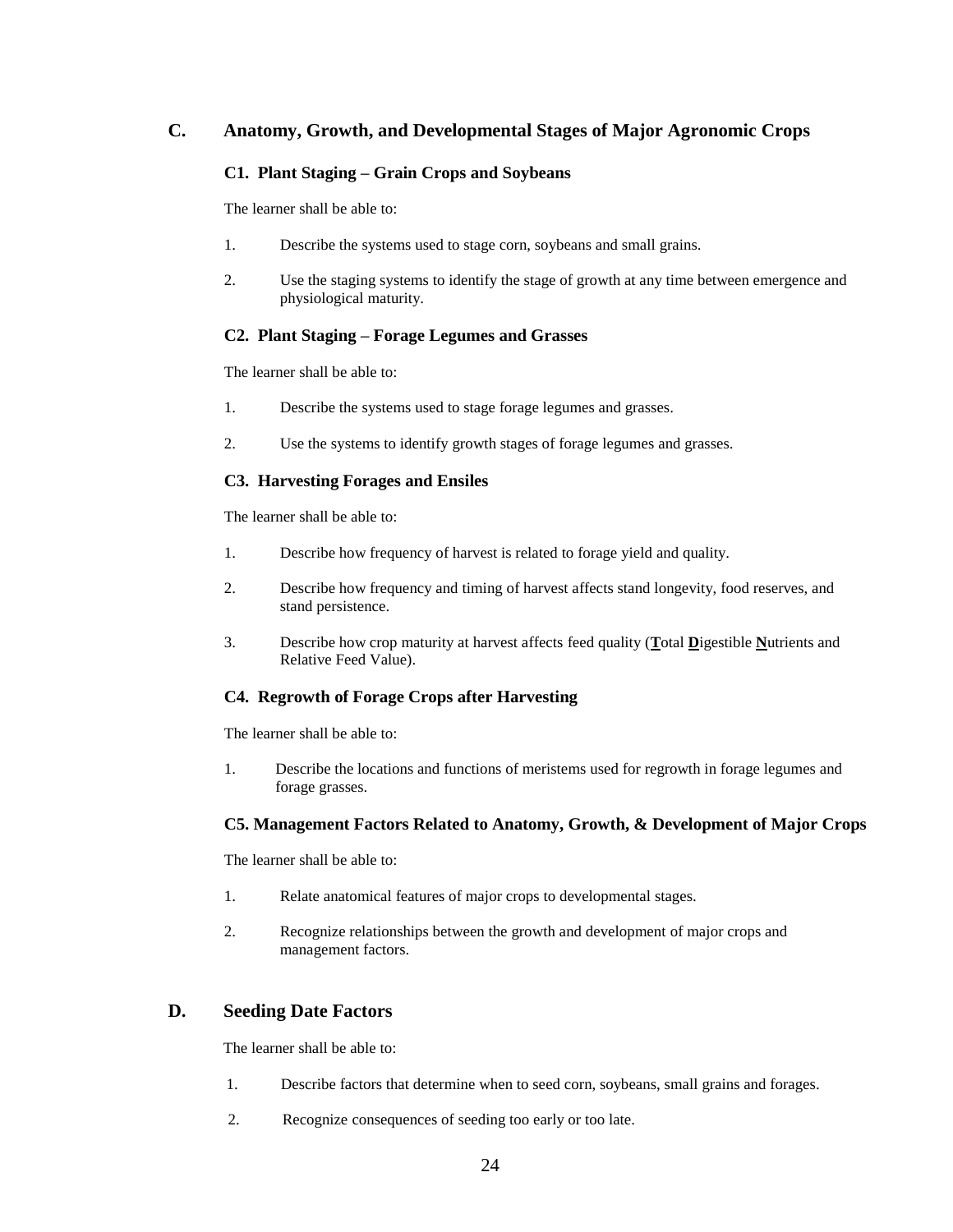## C. Anatomy, Growth, and Developmental Stages of Major Agronomic Crops

### C1. Plant Staging – Grain Crops and Soybeans

The learner shall be able to:

1. Describe the systems used to stage corn, soybeans and small grains.
2. Use the staging systems to identify the stage of growth at any time between emergence and physiological maturity.

### C2. Plant Staging – Forage Legumes and Grasses

The learner shall be able to:

1. Describe the systems used to stage forage legumes and grasses.
2. Use the systems to identify growth stages of forage legumes and grasses.

### C3. Harvesting Forages and Ensiles

The learner shall be able to:

1. Describe how frequency of harvest is related to forage yield and quality.
2. Describe how frequency and timing of harvest affects stand longevity, food reserves, and stand persistence.
3. Describe how crop maturity at harvest affects feed quality (**T**otal **D**igestible **N**utrients and Relative Feed Value).

### C4. Regrowth of Forage Crops after Harvesting

The learner shall be able to:

1. Describe the locations and functions of meristems used for regrowth in forage legumes and forage grasses.

### C5. Management Factors Related to Anatomy, Growth, & Development of Major Crops

The learner shall be able to:

1. Relate anatomical features of major crops to developmental stages.
2. Recognize relationships between the growth and development of major crops and management factors.

## D. Seeding Date Factors

The learner shall be able to:

1. Describe factors that determine when to seed corn, soybeans, small grains and forages.
2. Recognize consequences of seeding too early or too late.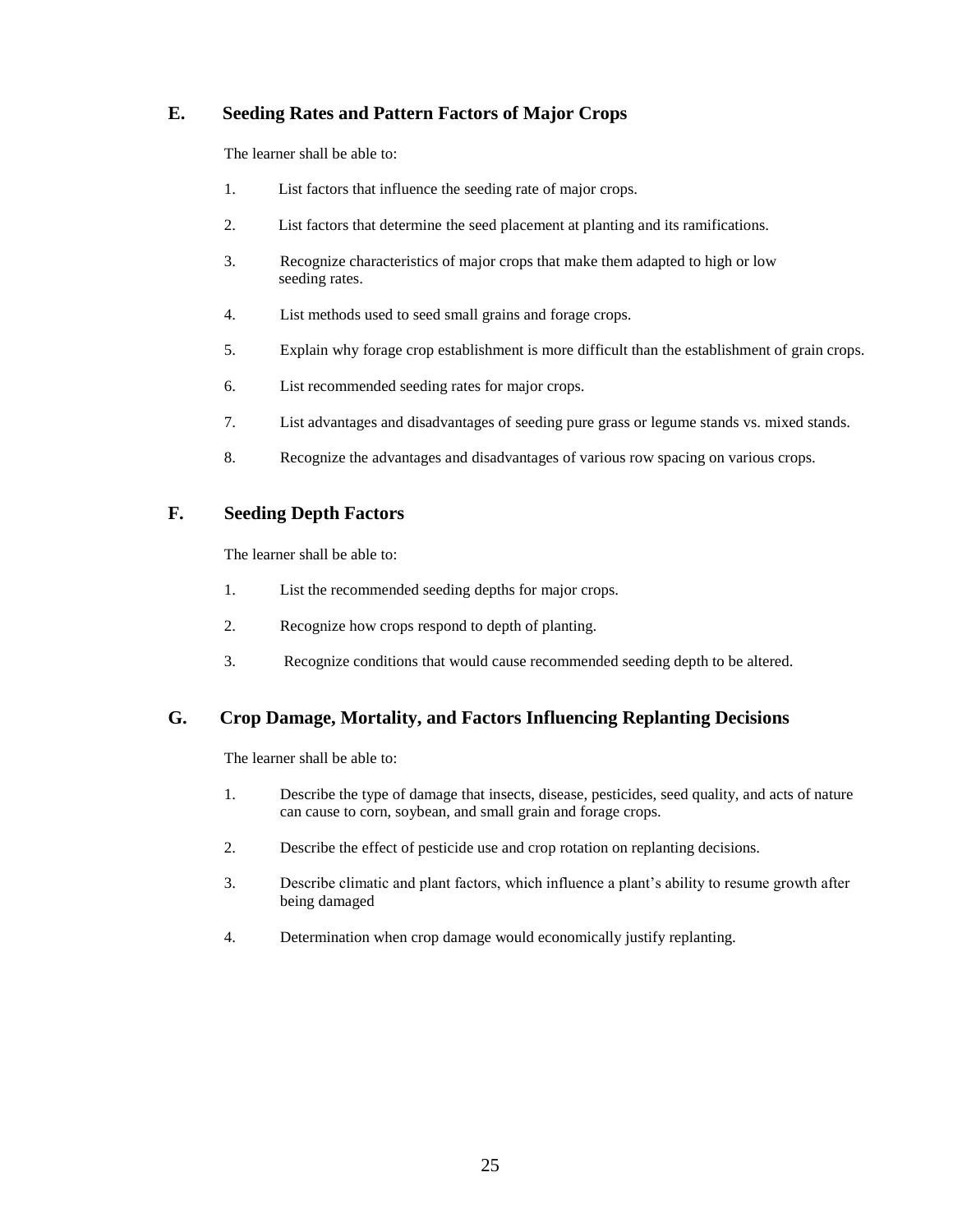## E. Seeding Rates and Pattern Factors of Major Crops

The learner shall be able to:

1. List factors that influence the seeding rate of major crops.
2. List factors that determine the seed placement at planting and its ramifications.
3. Recognize characteristics of major crops that make them adapted to high or low seeding rates.
4. List methods used to seed small grains and forage crops.
5. Explain why forage crop establishment is more difficult than the establishment of grain crops.
6. List recommended seeding rates for major crops.
7. List advantages and disadvantages of seeding pure grass or legume stands vs. mixed stands.
8. Recognize the advantages and disadvantages of various row spacing on various crops.

## F. Seeding Depth Factors

The learner shall be able to:

1. List the recommended seeding depths for major crops.
2. Recognize how crops respond to depth of planting.
3. Recognize conditions that would cause recommended seeding depth to be altered.

## G. Crop Damage, Mortality, and Factors Influencing Replanting Decisions

The learner shall be able to:

1. Describe the type of damage that insects, disease, pesticides, seed quality, and acts of nature can cause to corn, soybean, and small grain and forage crops.
2. Describe the effect of pesticide use and crop rotation on replanting decisions.
3. Describe climatic and plant factors, which influence a plant's ability to resume growth after being damaged
4. Determination when crop damage would economically justify replanting.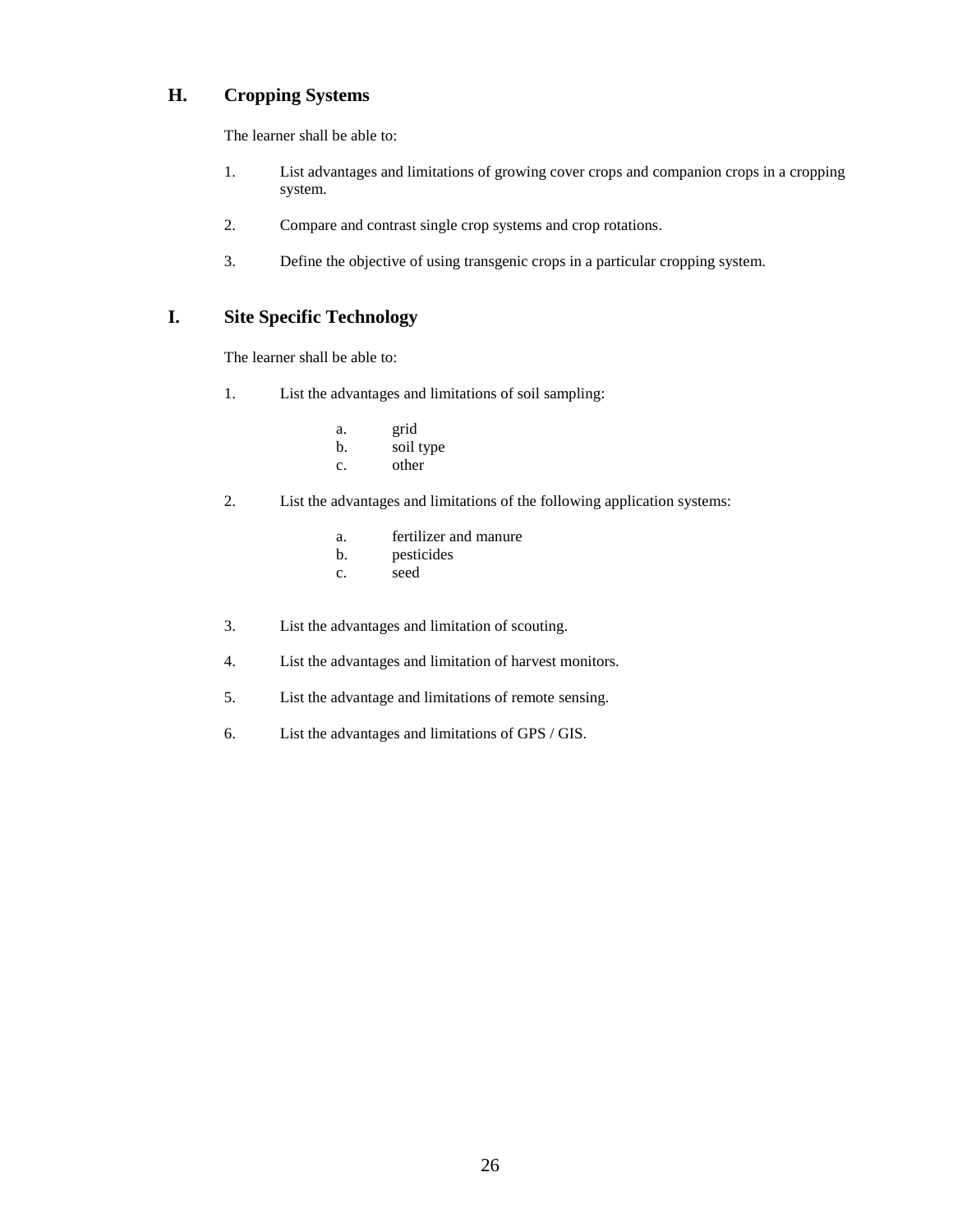## H. Cropping Systems

The learner shall be able to:

1. List advantages and limitations of growing cover crops and companion crops in a cropping system.

2. Compare and contrast single crop systems and crop rotations.

3. Define the objective of using transgenic crops in a particular cropping system.

## I. Site Specific Technology

The learner shall be able to:

1. List the advantages and limitations of soil sampling:

    a. grid
    b. soil type
    c. other

2. List the advantages and limitations of the following application systems:

    a. fertilizer and manure
    b. pesticides
    c. seed

3. List the advantages and limitation of scouting.

4. List the advantages and limitation of harvest monitors.

5. List the advantage and limitations of remote sensing.

6. List the advantages and limitations of GPS / GIS.